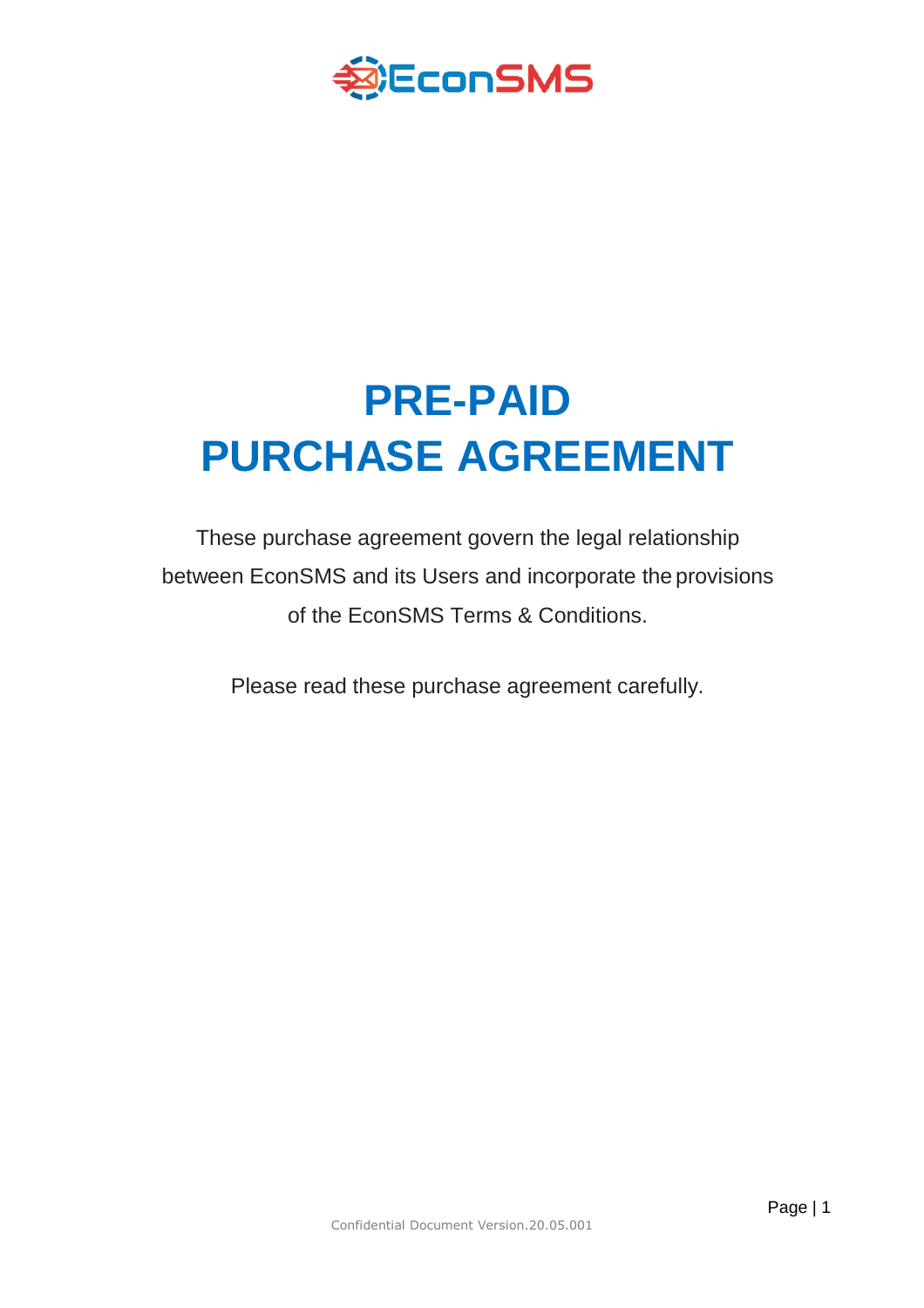# PRE-PAID PURCHASE AGREEMENT

These purchase agreement govern the legal relationship between EconSMS and its Users and incorporate the provisions of the EconSMS Terms & Conditions.

Please read these purchase agreement carefully.

Confidential Document Version.20.05.001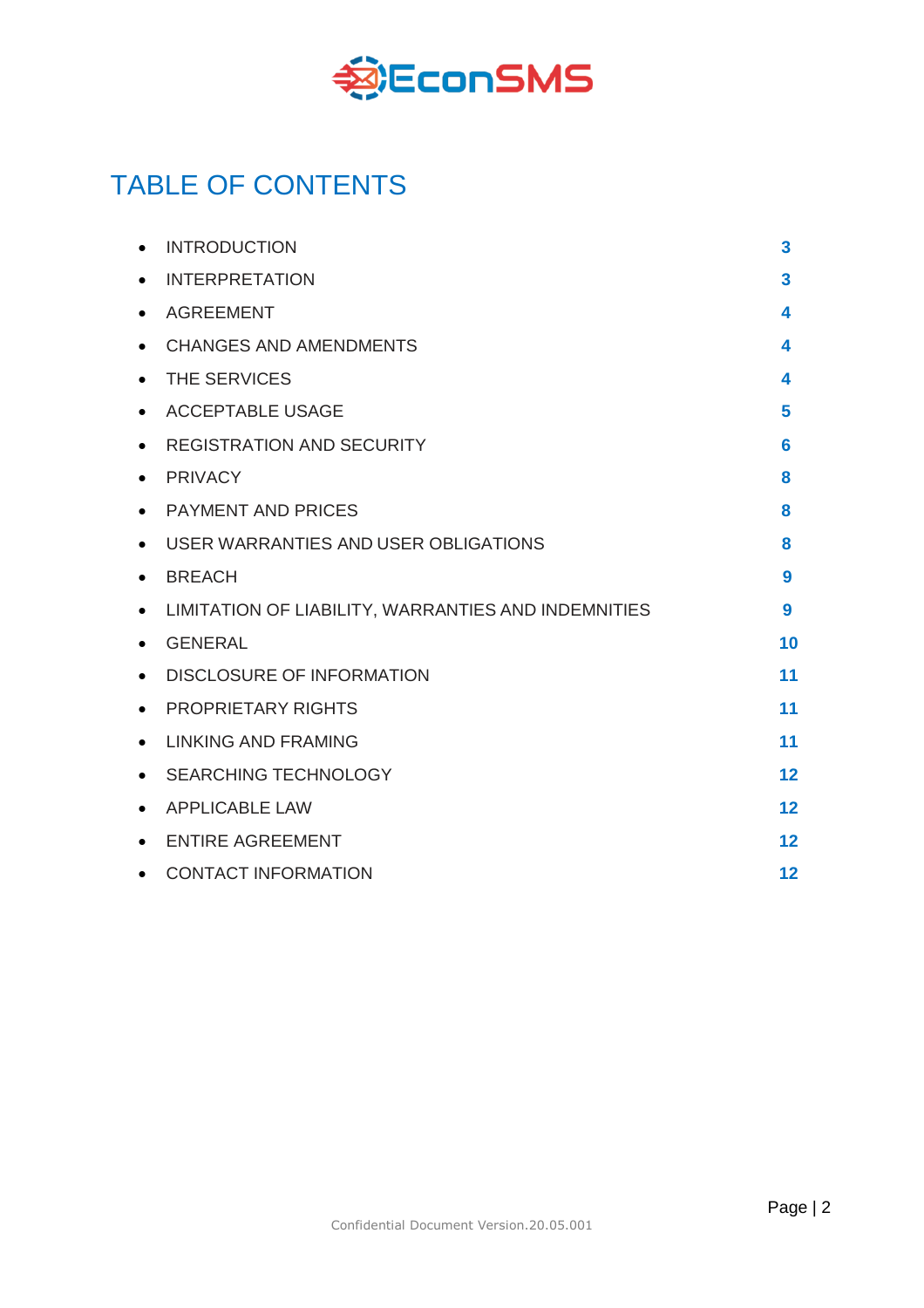# TABLE OF CONTENTS

- INTRODUCTION 3
- INTERPRETATION 3
- AGREEMENT 4
- CHANGES AND AMENDMENTS 4
- THE SERVICES 4
- ACCEPTABLE USAGE 5
- REGISTRATION AND SECURITY 6
- PRIVACY 8
- PAYMENT AND PRICES 8
- USER WARRANTIES AND USER OBLIGATIONS 8
- BREACH 9
- LIMITATION OF LIABILITY, WARRANTIES AND INDEMNITIES 9
- GENERAL 10
- DISCLOSURE OF INFORMATION 11
- PROPRIETARY RIGHTS 11
- LINKING AND FRAMING 11
- SEARCHING TECHNOLOGY 12
- APPLICABLE LAW 12
- ENTIRE AGREEMENT 12
- CONTACT INFORMATION 12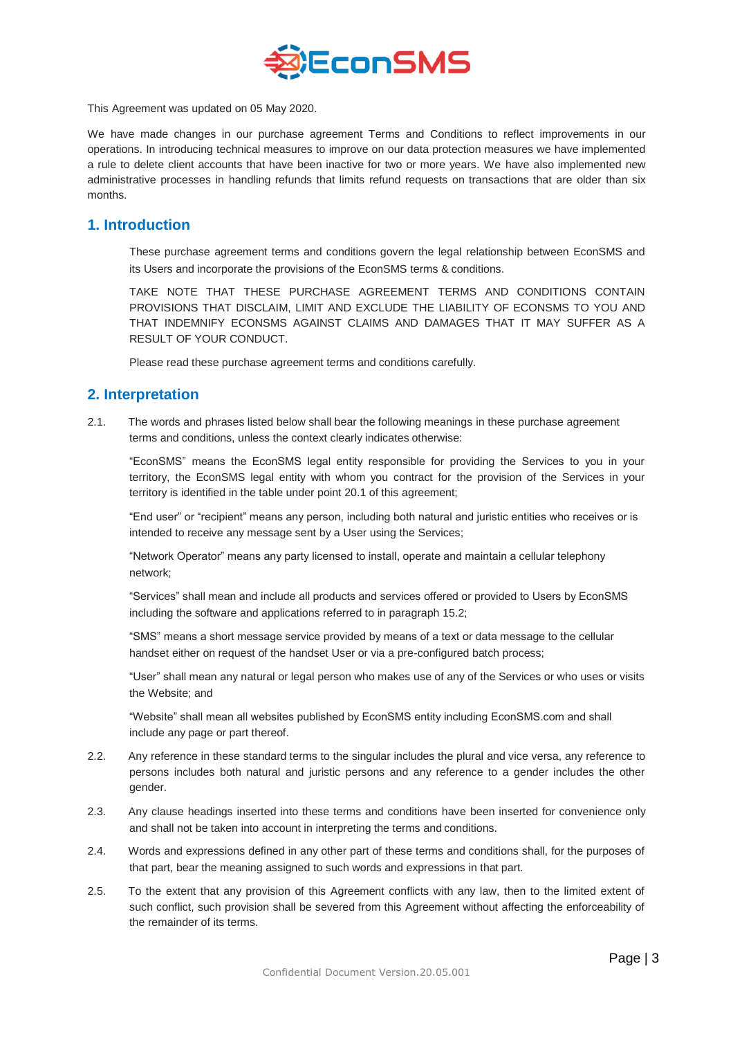This Agreement was updated on 05 May 2020.

We have made changes in our purchase agreement Terms and Conditions to reflect improvements in our operations. In introducing technical measures to improve on our data protection measures we have implemented a rule to delete client accounts that have been inactive for two or more years. We have also implemented new administrative processes in handling refunds that limits refund requests on transactions that are older than six months.

## 1. Introduction

These purchase agreement terms and conditions govern the legal relationship between EconSMS and its Users and incorporate the provisions of the EconSMS terms & conditions.

TAKE NOTE THAT THESE PURCHASE AGREEMENT TERMS AND CONDITIONS CONTAIN PROVISIONS THAT DISCLAIM, LIMIT AND EXCLUDE THE LIABILITY OF ECONSMS TO YOU AND THAT INDEMNIFY ECONSMS AGAINST CLAIMS AND DAMAGES THAT IT MAY SUFFER AS A RESULT OF YOUR CONDUCT.

Please read these purchase agreement terms and conditions carefully.

## 2. Interpretation

2.1. The words and phrases listed below shall bear the following meanings in these purchase agreement terms and conditions, unless the context clearly indicates otherwise:

"EconSMS" means the EconSMS legal entity responsible for providing the Services to you in your territory, the EconSMS legal entity with whom you contract for the provision of the Services in your territory is identified in the table under point 20.1 of this agreement;

"End user" or "recipient" means any person, including both natural and juristic entities who receives or is intended to receive any message sent by a User using the Services;

"Network Operator" means any party licensed to install, operate and maintain a cellular telephony network;

"Services" shall mean and include all products and services offered or provided to Users by EconSMS including the software and applications referred to in paragraph 15.2;

"SMS" means a short message service provided by means of a text or data message to the cellular handset either on request of the handset User or via a pre-configured batch process;

"User" shall mean any natural or legal person who makes use of any of the Services or who uses or visits the Website; and

"Website" shall mean all websites published by EconSMS entity including EconSMS.com and shall include any page or part thereof.

2.2. Any reference in these standard terms to the singular includes the plural and vice versa, any reference to persons includes both natural and juristic persons and any reference to a gender includes the other gender.

2.3. Any clause headings inserted into these terms and conditions have been inserted for convenience only and shall not be taken into account in interpreting the terms and conditions.

2.4. Words and expressions defined in any other part of these terms and conditions shall, for the purposes of that part, bear the meaning assigned to such words and expressions in that part.

2.5. To the extent that any provision of this Agreement conflicts with any law, then to the limited extent of such conflict, such provision shall be severed from this Agreement without affecting the enforceability of the remainder of its terms.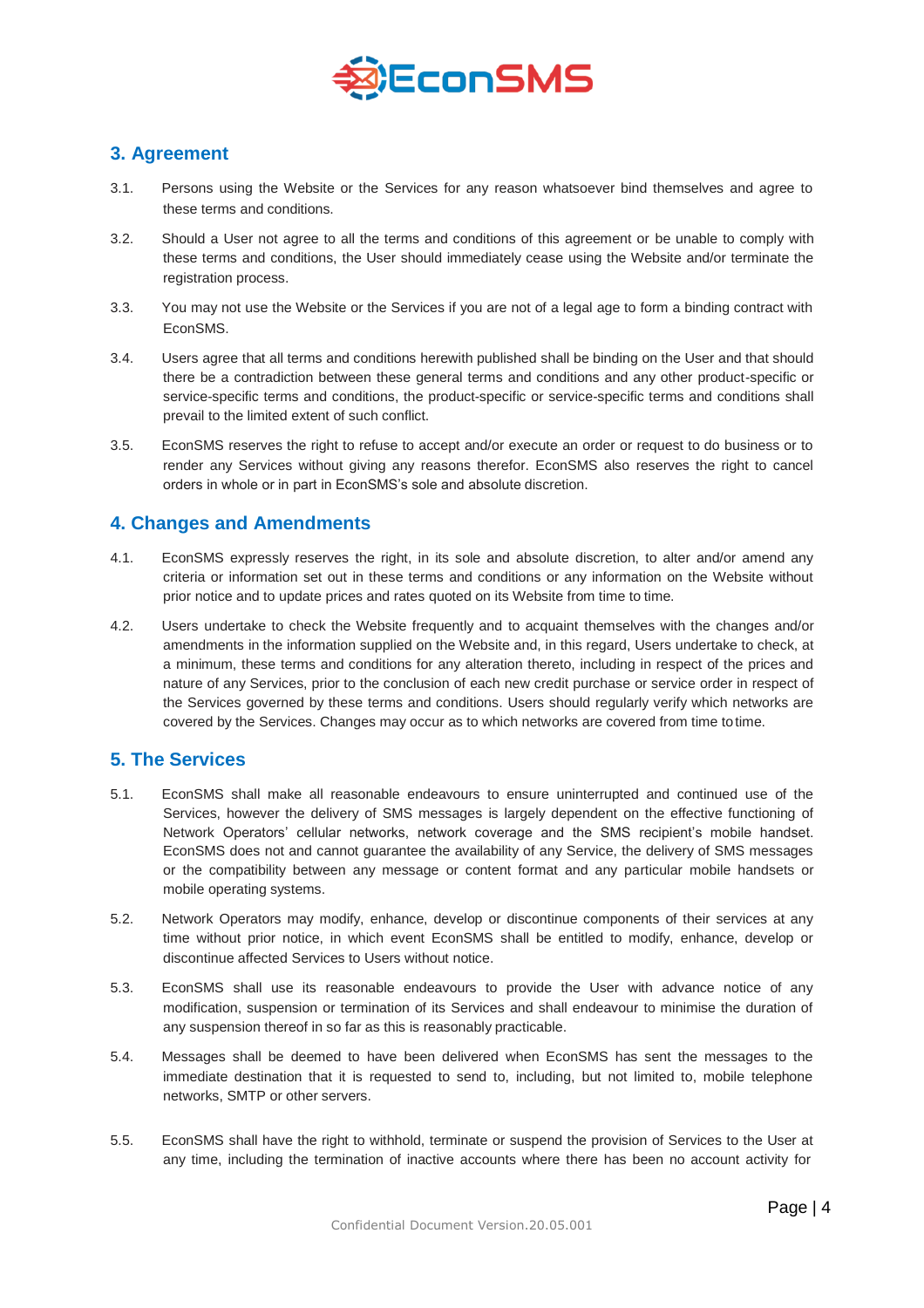## 3. Agreement

3.1. Persons using the Website or the Services for any reason whatsoever bind themselves and agree to these terms and conditions.

3.2. Should a User not agree to all the terms and conditions of this agreement or be unable to comply with these terms and conditions, the User should immediately cease using the Website and/or terminate the registration process.

3.3. You may not use the Website or the Services if you are not of a legal age to form a binding contract with EconSMS.

3.4. Users agree that all terms and conditions herewith published shall be binding on the User and that should there be a contradiction between these general terms and conditions and any other product-specific or service-specific terms and conditions, the product-specific or service-specific terms and conditions shall prevail to the limited extent of such conflict.

3.5. EconSMS reserves the right to refuse to accept and/or execute an order or request to do business or to render any Services without giving any reasons therefor. EconSMS also reserves the right to cancel orders in whole or in part in EconSMS's sole and absolute discretion.

## 4. Changes and Amendments

4.1. EconSMS expressly reserves the right, in its sole and absolute discretion, to alter and/or amend any criteria or information set out in these terms and conditions or any information on the Website without prior notice and to update prices and rates quoted on its Website from time to time.

4.2. Users undertake to check the Website frequently and to acquaint themselves with the changes and/or amendments in the information supplied on the Website and, in this regard, Users undertake to check, at a minimum, these terms and conditions for any alteration thereto, including in respect of the prices and nature of any Services, prior to the conclusion of each new credit purchase or service order in respect of the Services governed by these terms and conditions. Users should regularly verify which networks are covered by the Services. Changes may occur as to which networks are covered from time to time.

## 5. The Services

5.1. EconSMS shall make all reasonable endeavours to ensure uninterrupted and continued use of the Services, however the delivery of SMS messages is largely dependent on the effective functioning of Network Operators' cellular networks, network coverage and the SMS recipient's mobile handset. EconSMS does not and cannot guarantee the availability of any Service, the delivery of SMS messages or the compatibility between any message or content format and any particular mobile handsets or mobile operating systems.

5.2. Network Operators may modify, enhance, develop or discontinue components of their services at any time without prior notice, in which event EconSMS shall be entitled to modify, enhance, develop or discontinue affected Services to Users without notice.

5.3. EconSMS shall use its reasonable endeavours to provide the User with advance notice of any modification, suspension or termination of its Services and shall endeavour to minimise the duration of any suspension thereof in so far as this is reasonably practicable.

5.4. Messages shall be deemed to have been delivered when EconSMS has sent the messages to the immediate destination that it is requested to send to, including, but not limited to, mobile telephone networks, SMTP or other servers.

5.5. EconSMS shall have the right to withhold, terminate or suspend the provision of Services to the User at any time, including the termination of inactive accounts where there has been no account activity for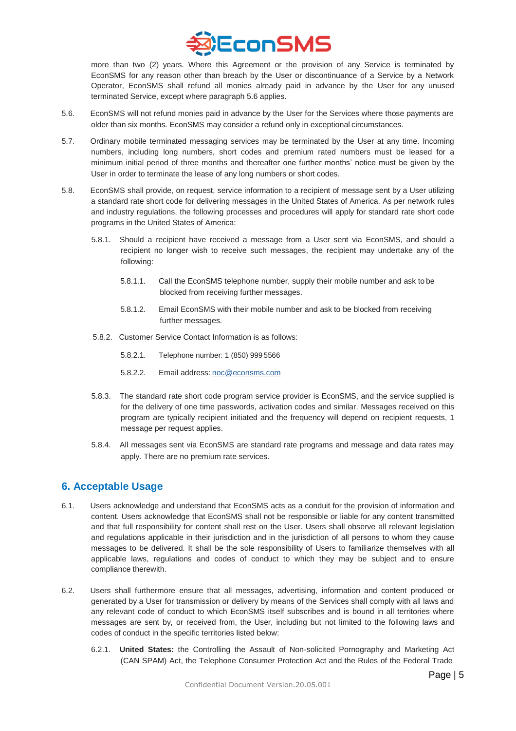more than two (2) years. Where this Agreement or the provision of any Service is terminated by EconSMS for any reason other than breach by the User or discontinuance of a Service by a Network Operator, EconSMS shall refund all monies already paid in advance by the User for any unused terminated Service, except where paragraph 5.6 applies.

5.6. EconSMS will not refund monies paid in advance by the User for the Services where those payments are older than six months. EconSMS may consider a refund only in exceptional circumstances.

5.7. Ordinary mobile terminated messaging services may be terminated by the User at any time. Incoming numbers, including long numbers, short codes and premium rated numbers must be leased for a minimum initial period of three months and thereafter one further months' notice must be given by the User in order to terminate the lease of any long numbers or short codes.

5.8. EconSMS shall provide, on request, service information to a recipient of message sent by a User utilizing a standard rate short code for delivering messages in the United States of America. As per network rules and industry regulations, the following processes and procedures will apply for standard rate short code programs in the United States of America:

5.8.1. Should a recipient have received a message from a User sent via EconSMS, and should a recipient no longer wish to receive such messages, the recipient may undertake any of the following:

5.8.1.1. Call the EconSMS telephone number, supply their mobile number and ask to be blocked from receiving further messages.

5.8.1.2. Email EconSMS with their mobile number and ask to be blocked from receiving further messages.

5.8.2. Customer Service Contact Information is as follows:

5.8.2.1. Telephone number: 1 (850) 999 5566

5.8.2.2. Email address: noc@econsms.com

5.8.3. The standard rate short code program service provider is EconSMS, and the service supplied is for the delivery of one time passwords, activation codes and similar. Messages received on this program are typically recipient initiated and the frequency will depend on recipient requests, 1 message per request applies.

5.8.4. All messages sent via EconSMS are standard rate programs and message and data rates may apply. There are no premium rate services.

## 6. Acceptable Usage

6.1. Users acknowledge and understand that EconSMS acts as a conduit for the provision of information and content. Users acknowledge that EconSMS shall not be responsible or liable for any content transmitted and that full responsibility for content shall rest on the User. Users shall observe all relevant legislation and regulations applicable in their jurisdiction and in the jurisdiction of all persons to whom they cause messages to be delivered. It shall be the sole responsibility of Users to familiarize themselves with all applicable laws, regulations and codes of conduct to which they may be subject and to ensure compliance therewith.

6.2. Users shall furthermore ensure that all messages, advertising, information and content produced or generated by a User for transmission or delivery by means of the Services shall comply with all laws and any relevant code of conduct to which EconSMS itself subscribes and is bound in all territories where messages are sent by, or received from, the User, including but not limited to the following laws and codes of conduct in the specific territories listed below:

6.2.1. **United States:** the Controlling the Assault of Non-solicited Pornography and Marketing Act (CAN SPAM) Act, the Telephone Consumer Protection Act and the Rules of the Federal Trade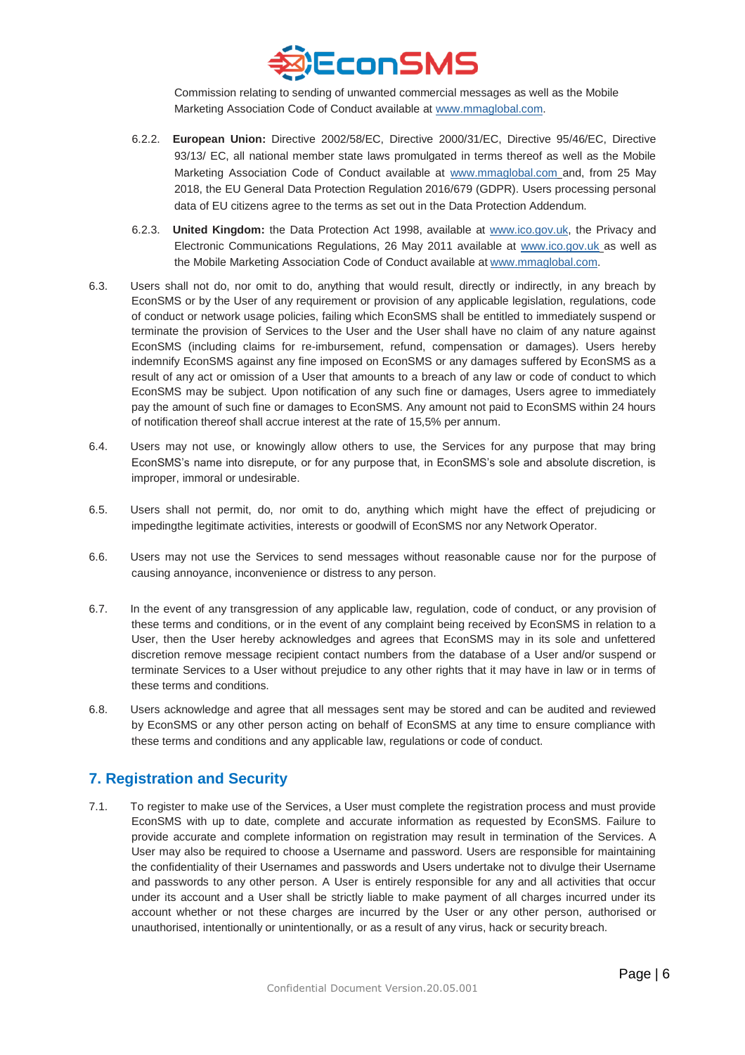Commission relating to sending of unwanted commercial messages as well as the Mobile Marketing Association Code of Conduct available at www.mmaglobal.com.

6.2.2. **European Union:** Directive 2002/58/EC, Directive 2000/31/EC, Directive 95/46/EC, Directive 93/13/ EC, all national member state laws promulgated in terms thereof as well as the Mobile Marketing Association Code of Conduct available at www.mmaglobal.com and, from 25 May 2018, the EU General Data Protection Regulation 2016/679 (GDPR). Users processing personal data of EU citizens agree to the terms as set out in the Data Protection Addendum.

6.2.3. **United Kingdom:** the Data Protection Act 1998, available at www.ico.gov.uk, the Privacy and Electronic Communications Regulations, 26 May 2011 available at www.ico.gov.uk as well as the Mobile Marketing Association Code of Conduct available at www.mmaglobal.com.

6.3. Users shall not do, nor omit to do, anything that would result, directly or indirectly, in any breach by EconSMS or by the User of any requirement or provision of any applicable legislation, regulations, code of conduct or network usage policies, failing which EconSMS shall be entitled to immediately suspend or terminate the provision of Services to the User and the User shall have no claim of any nature against EconSMS (including claims for re-imbursement, refund, compensation or damages). Users hereby indemnify EconSMS against any fine imposed on EconSMS or any damages suffered by EconSMS as a result of any act or omission of a User that amounts to a breach of any law or code of conduct to which EconSMS may be subject. Upon notification of any such fine or damages, Users agree to immediately pay the amount of such fine or damages to EconSMS. Any amount not paid to EconSMS within 24 hours of notification thereof shall accrue interest at the rate of 15,5% per annum.

6.4. Users may not use, or knowingly allow others to use, the Services for any purpose that may bring EconSMS's name into disrepute, or for any purpose that, in EconSMS's sole and absolute discretion, is improper, immoral or undesirable.

6.5. Users shall not permit, do, nor omit to do, anything which might have the effect of prejudicing or impedingthe legitimate activities, interests or goodwill of EconSMS nor any Network Operator.

6.6. Users may not use the Services to send messages without reasonable cause nor for the purpose of causing annoyance, inconvenience or distress to any person.

6.7. In the event of any transgression of any applicable law, regulation, code of conduct, or any provision of these terms and conditions, or in the event of any complaint being received by EconSMS in relation to a User, then the User hereby acknowledges and agrees that EconSMS may in its sole and unfettered discretion remove message recipient contact numbers from the database of a User and/or suspend or terminate Services to a User without prejudice to any other rights that it may have in law or in terms of these terms and conditions.

6.8. Users acknowledge and agree that all messages sent may be stored and can be audited and reviewed by EconSMS or any other person acting on behalf of EconSMS at any time to ensure compliance with these terms and conditions and any applicable law, regulations or code of conduct.

## 7. Registration and Security

7.1. To register to make use of the Services, a User must complete the registration process and must provide EconSMS with up to date, complete and accurate information as requested by EconSMS. Failure to provide accurate and complete information on registration may result in termination of the Services. A User may also be required to choose a Username and password. Users are responsible for maintaining the confidentiality of their Usernames and passwords and Users undertake not to divulge their Username and passwords to any other person. A User is entirely responsible for any and all activities that occur under its account and a User shall be strictly liable to make payment of all charges incurred under its account whether or not these charges are incurred by the User or any other person, authorised or unauthorised, intentionally or unintentionally, or as a result of any virus, hack or security breach.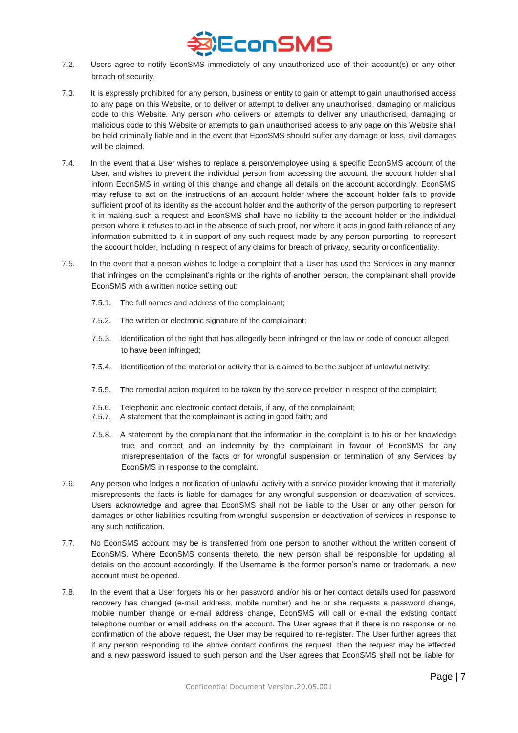7.2. Users agree to notify EconSMS immediately of any unauthorized use of their account(s) or any other breach of security.

7.3. It is expressly prohibited for any person, business or entity to gain or attempt to gain unauthorised access to any page on this Website, or to deliver or attempt to deliver any unauthorised, damaging or malicious code to this Website. Any person who delivers or attempts to deliver any unauthorised, damaging or malicious code to this Website or attempts to gain unauthorised access to any page on this Website shall be held criminally liable and in the event that EconSMS should suffer any damage or loss, civil damages will be claimed.

7.4. In the event that a User wishes to replace a person/employee using a specific EconSMS account of the User, and wishes to prevent the individual person from accessing the account, the account holder shall inform EconSMS in writing of this change and change all details on the account accordingly. EconSMS may refuse to act on the instructions of an account holder where the account holder fails to provide sufficient proof of its identity as the account holder and the authority of the person purporting to represent it in making such a request and EconSMS shall have no liability to the account holder or the individual person where it refuses to act in the absence of such proof, nor where it acts in good faith reliance of any information submitted to it in support of any such request made by any person purporting to represent the account holder, including in respect of any claims for breach of privacy, security or confidentiality.

7.5. In the event that a person wishes to lodge a complaint that a User has used the Services in any manner that infringes on the complainant's rights or the rights of another person, the complainant shall provide EconSMS with a written notice setting out:

7.5.1. The full names and address of the complainant;

7.5.2. The written or electronic signature of the complainant;

7.5.3. Identification of the right that has allegedly been infringed or the law or code of conduct alleged to have been infringed;

7.5.4. Identification of the material or activity that is claimed to be the subject of unlawful activity;

7.5.5. The remedial action required to be taken by the service provider in respect of the complaint;

7.5.6. Telephonic and electronic contact details, if any, of the complainant;

7.5.7. A statement that the complainant is acting in good faith; and

7.5.8. A statement by the complainant that the information in the complaint is to his or her knowledge true and correct and an indemnity by the complainant in favour of EconSMS for any misrepresentation of the facts or for wrongful suspension or termination of any Services by EconSMS in response to the complaint.

7.6. Any person who lodges a notification of unlawful activity with a service provider knowing that it materially misrepresents the facts is liable for damages for any wrongful suspension or deactivation of services. Users acknowledge and agree that EconSMS shall not be liable to the User or any other person for damages or other liabilities resulting from wrongful suspension or deactivation of services in response to any such notification.

7.7. No EconSMS account may be is transferred from one person to another without the written consent of EconSMS. Where EconSMS consents thereto, the new person shall be responsible for updating all details on the account accordingly. If the Username is the former person's name or trademark, a new account must be opened.

7.8. In the event that a User forgets his or her password and/or his or her contact details used for password recovery has changed (e-mail address, mobile number) and he or she requests a password change, mobile number change or e-mail address change, EconSMS will call or e-mail the existing contact telephone number or email address on the account. The User agrees that if there is no response or no confirmation of the above request, the User may be required to re-register. The User further agrees that if any person responding to the above contact confirms the request, then the request may be effected and a new password issued to such person and the User agrees that EconSMS shall not be liable for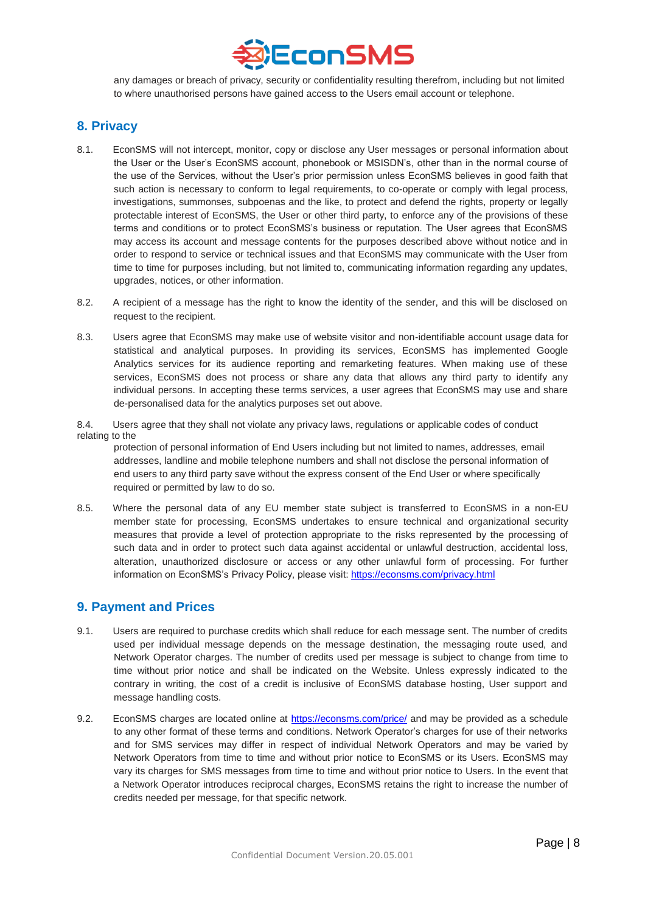any damages or breach of privacy, security or confidentiality resulting therefrom, including but not limited to where unauthorised persons have gained access to the Users email account or telephone.

## 8. Privacy

8.1. EconSMS will not intercept, monitor, copy or disclose any User messages or personal information about the User or the User's EconSMS account, phonebook or MSISDN's, other than in the normal course of the use of the Services, without the User's prior permission unless EconSMS believes in good faith that such action is necessary to conform to legal requirements, to co-operate or comply with legal process, investigations, summonses, subpoenas and the like, to protect and defend the rights, property or legally protectable interest of EconSMS, the User or other third party, to enforce any of the provisions of these terms and conditions or to protect EconSMS's business or reputation. The User agrees that EconSMS may access its account and message contents for the purposes described above without notice and in order to respond to service or technical issues and that EconSMS may communicate with the User from time to time for purposes including, but not limited to, communicating information regarding any updates, upgrades, notices, or other information.

8.2. A recipient of a message has the right to know the identity of the sender, and this will be disclosed on request to the recipient.

8.3. Users agree that EconSMS may make use of website visitor and non-identifiable account usage data for statistical and analytical purposes. In providing its services, EconSMS has implemented Google Analytics services for its audience reporting and remarketing features. When making use of these services, EconSMS does not process or share any data that allows any third party to identify any individual persons. In accepting these terms services, a user agrees that EconSMS may use and share de-personalised data for the analytics purposes set out above.

8.4. Users agree that they shall not violate any privacy laws, regulations or applicable codes of conduct relating to the protection of personal information of End Users including but not limited to names, addresses, email addresses, landline and mobile telephone numbers and shall not disclose the personal information of end users to any third party save without the express consent of the End User or where specifically required or permitted by law to do so.

8.5. Where the personal data of any EU member state subject is transferred to EconSMS in a non-EU member state for processing, EconSMS undertakes to ensure technical and organizational security measures that provide a level of protection appropriate to the risks represented by the processing of such data and in order to protect such data against accidental or unlawful destruction, accidental loss, alteration, unauthorized disclosure or access or any other unlawful form of processing. For further information on EconSMS's Privacy Policy, please visit: https://econsms.com/privacy.html

## 9. Payment and Prices

9.1. Users are required to purchase credits which shall reduce for each message sent. The number of credits used per individual message depends on the message destination, the messaging route used, and Network Operator charges. The number of credits used per message is subject to change from time to time without prior notice and shall be indicated on the Website. Unless expressly indicated to the contrary in writing, the cost of a credit is inclusive of EconSMS database hosting, User support and message handling costs.

9.2. EconSMS charges are located online at https://econsms.com/price/ and may be provided as a schedule to any other format of these terms and conditions. Network Operator's charges for use of their networks and for SMS services may differ in respect of individual Network Operators and may be varied by Network Operators from time to time and without prior notice to EconSMS or its Users. EconSMS may vary its charges for SMS messages from time to time and without prior notice to Users. In the event that a Network Operator introduces reciprocal charges, EconSMS retains the right to increase the number of credits needed per message, for that specific network.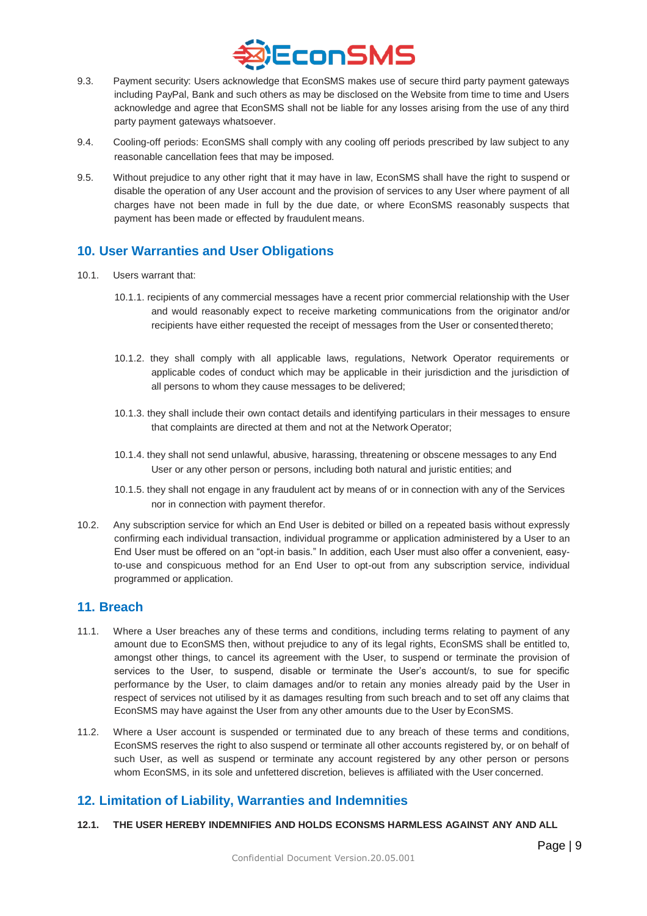9.3. Payment security: Users acknowledge that EconSMS makes use of secure third party payment gateways including PayPal, Bank and such others as may be disclosed on the Website from time to time and Users acknowledge and agree that EconSMS shall not be liable for any losses arising from the use of any third party payment gateways whatsoever.

9.4. Cooling-off periods: EconSMS shall comply with any cooling off periods prescribed by law subject to any reasonable cancellation fees that may be imposed.

9.5. Without prejudice to any other right that it may have in law, EconSMS shall have the right to suspend or disable the operation of any User account and the provision of services to any User where payment of all charges have not been made in full by the due date, or where EconSMS reasonably suspects that payment has been made or effected by fraudulent means.

## 10. User Warranties and User Obligations

10.1. Users warrant that:

10.1.1. recipients of any commercial messages have a recent prior commercial relationship with the User and would reasonably expect to receive marketing communications from the originator and/or recipients have either requested the receipt of messages from the User or consented thereto;

10.1.2. they shall comply with all applicable laws, regulations, Network Operator requirements or applicable codes of conduct which may be applicable in their jurisdiction and the jurisdiction of all persons to whom they cause messages to be delivered;

10.1.3. they shall include their own contact details and identifying particulars in their messages to ensure that complaints are directed at them and not at the Network Operator;

10.1.4. they shall not send unlawful, abusive, harassing, threatening or obscene messages to any End User or any other person or persons, including both natural and juristic entities; and

10.1.5. they shall not engage in any fraudulent act by means of or in connection with any of the Services nor in connection with payment therefor.

10.2. Any subscription service for which an End User is debited or billed on a repeated basis without expressly confirming each individual transaction, individual programme or application administered by a User to an End User must be offered on an "opt-in basis." In addition, each User must also offer a convenient, easy-to-use and conspicuous method for an End User to opt-out from any subscription service, individual programmed or application.

## 11. Breach

11.1. Where a User breaches any of these terms and conditions, including terms relating to payment of any amount due to EconSMS then, without prejudice to any of its legal rights, EconSMS shall be entitled to, amongst other things, to cancel its agreement with the User, to suspend or terminate the provision of services to the User, to suspend, disable or terminate the User's account/s, to sue for specific performance by the User, to claim damages and/or to retain any monies already paid by the User in respect of services not utilised by it as damages resulting from such breach and to set off any claims that EconSMS may have against the User from any other amounts due to the User by EconSMS.

11.2. Where a User account is suspended or terminated due to any breach of these terms and conditions, EconSMS reserves the right to also suspend or terminate all other accounts registered by, or on behalf of such User, as well as suspend or terminate any account registered by any other person or persons whom EconSMS, in its sole and unfettered discretion, believes is affiliated with the User concerned.

## 12. Limitation of Liability, Warranties and Indemnities

**12.1. THE USER HEREBY INDEMNIFIES AND HOLDS ECONSMS HARMLESS AGAINST ANY AND ALL**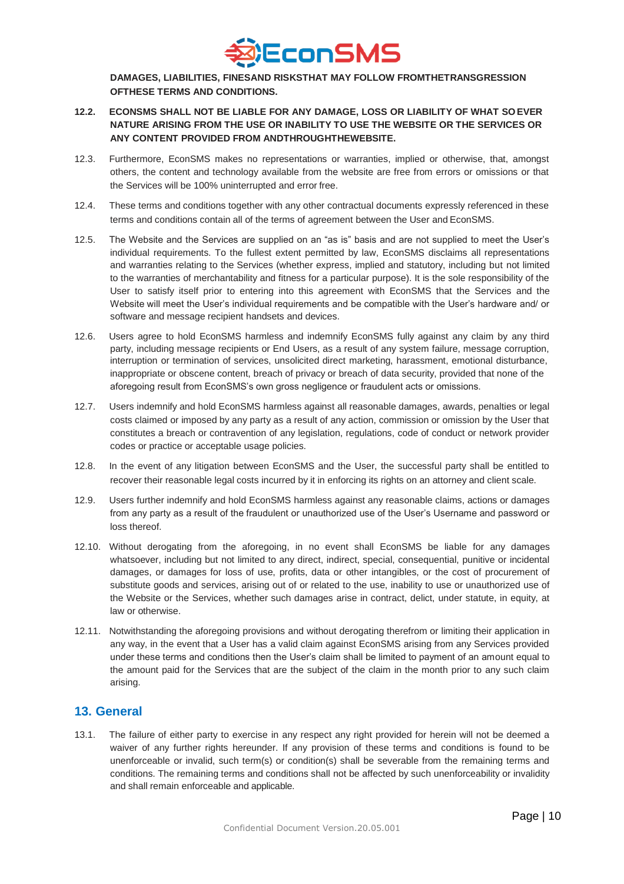**DAMAGES, LIABILITIES, FINESAND RISKSTHAT MAY FOLLOW FROMTHETRANSGRESSION OFTHESE TERMS AND CONDITIONS.**

**12.2. ECONSMS SHALL NOT BE LIABLE FOR ANY DAMAGE, LOSS OR LIABILITY OF WHAT SO EVER NATURE ARISING FROM THE USE OR INABILITY TO USE THE WEBSITE OR THE SERVICES OR ANY CONTENT PROVIDED FROM ANDTHROUGHTHEWEBSITE.**

12.3. Furthermore, EconSMS makes no representations or warranties, implied or otherwise, that, amongst others, the content and technology available from the website are free from errors or omissions or that the Services will be 100% uninterrupted and error free.

12.4. These terms and conditions together with any other contractual documents expressly referenced in these terms and conditions contain all of the terms of agreement between the User and EconSMS.

12.5. The Website and the Services are supplied on an "as is" basis and are not supplied to meet the User's individual requirements. To the fullest extent permitted by law, EconSMS disclaims all representations and warranties relating to the Services (whether express, implied and statutory, including but not limited to the warranties of merchantability and fitness for a particular purpose). It is the sole responsibility of the User to satisfy itself prior to entering into this agreement with EconSMS that the Services and the Website will meet the User's individual requirements and be compatible with the User's hardware and/ or software and message recipient handsets and devices.

12.6. Users agree to hold EconSMS harmless and indemnify EconSMS fully against any claim by any third party, including message recipients or End Users, as a result of any system failure, message corruption, interruption or termination of services, unsolicited direct marketing, harassment, emotional disturbance, inappropriate or obscene content, breach of privacy or breach of data security, provided that none of the aforegoing result from EconSMS's own gross negligence or fraudulent acts or omissions.

12.7. Users indemnify and hold EconSMS harmless against all reasonable damages, awards, penalties or legal costs claimed or imposed by any party as a result of any action, commission or omission by the User that constitutes a breach or contravention of any legislation, regulations, code of conduct or network provider codes or practice or acceptable usage policies.

12.8. In the event of any litigation between EconSMS and the User, the successful party shall be entitled to recover their reasonable legal costs incurred by it in enforcing its rights on an attorney and client scale.

12.9. Users further indemnify and hold EconSMS harmless against any reasonable claims, actions or damages from any party as a result of the fraudulent or unauthorized use of the User's Username and password or loss thereof.

12.10. Without derogating from the aforegoing, in no event shall EconSMS be liable for any damages whatsoever, including but not limited to any direct, indirect, special, consequential, punitive or incidental damages, or damages for loss of use, profits, data or other intangibles, or the cost of procurement of substitute goods and services, arising out of or related to the use, inability to use or unauthorized use of the Website or the Services, whether such damages arise in contract, delict, under statute, in equity, at law or otherwise.

12.11. Notwithstanding the aforegoing provisions and without derogating therefrom or limiting their application in any way, in the event that a User has a valid claim against EconSMS arising from any Services provided under these terms and conditions then the User's claim shall be limited to payment of an amount equal to the amount paid for the Services that are the subject of the claim in the month prior to any such claim arising.

## 13. General

13.1. The failure of either party to exercise in any respect any right provided for herein will not be deemed a waiver of any further rights hereunder. If any provision of these terms and conditions is found to be unenforceable or invalid, such term(s) or condition(s) shall be severable from the remaining terms and conditions. The remaining terms and conditions shall not be affected by such unenforceability or invalidity and shall remain enforceable and applicable.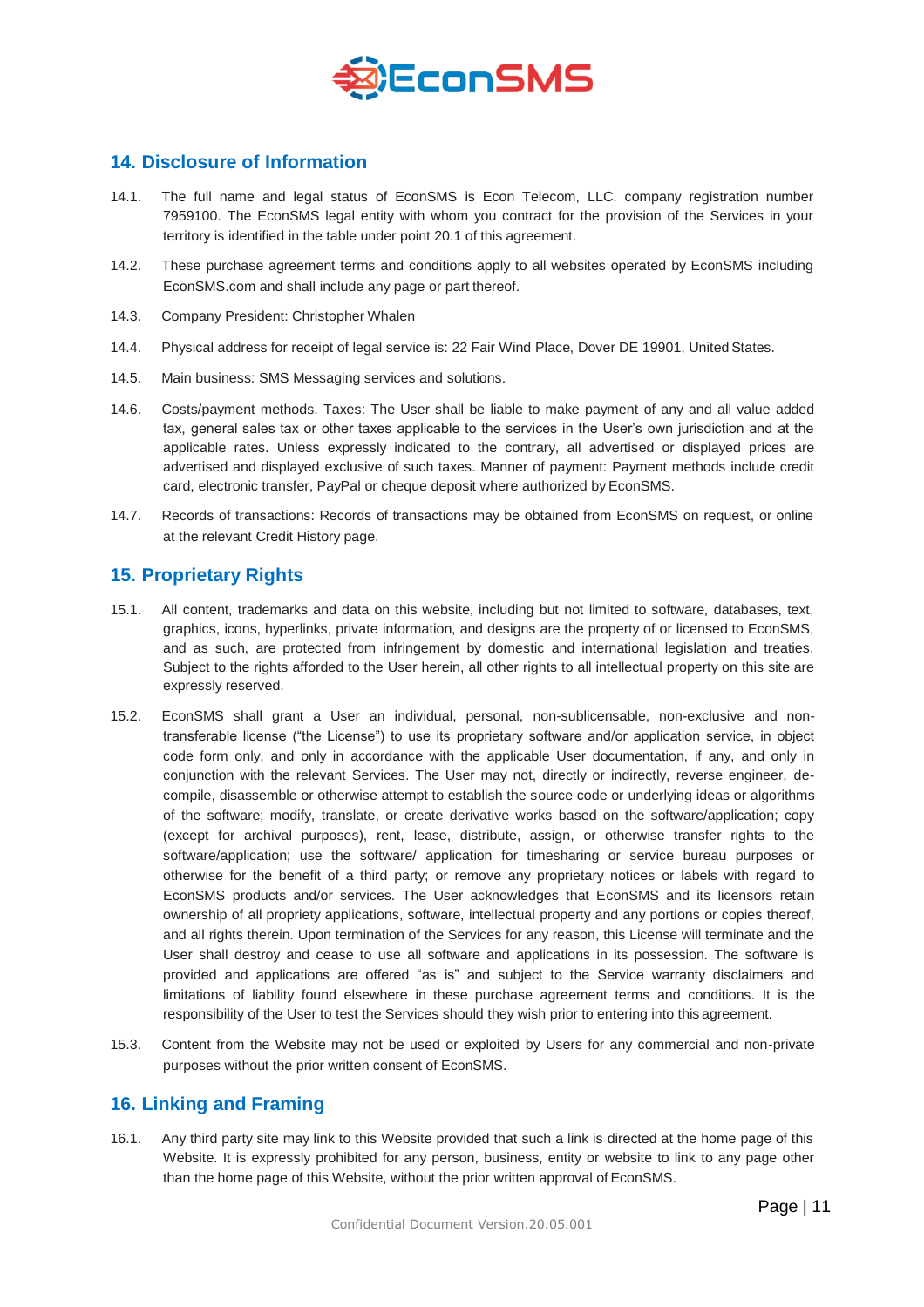## 14. Disclosure of Information

14.1. The full name and legal status of EconSMS is Econ Telecom, LLC. company registration number 7959100. The EconSMS legal entity with whom you contract for the provision of the Services in your territory is identified in the table under point 20.1 of this agreement.

14.2. These purchase agreement terms and conditions apply to all websites operated by EconSMS including EconSMS.com and shall include any page or part thereof.

14.3. Company President: Christopher Whalen

14.4. Physical address for receipt of legal service is: 22 Fair Wind Place, Dover DE 19901, United States.

14.5. Main business: SMS Messaging services and solutions.

14.6. Costs/payment methods. Taxes: The User shall be liable to make payment of any and all value added tax, general sales tax or other taxes applicable to the services in the User's own jurisdiction and at the applicable rates. Unless expressly indicated to the contrary, all advertised or displayed prices are advertised and displayed exclusive of such taxes. Manner of payment: Payment methods include credit card, electronic transfer, PayPal or cheque deposit where authorized by EconSMS.

14.7. Records of transactions: Records of transactions may be obtained from EconSMS on request, or online at the relevant Credit History page.

## 15. Proprietary Rights

15.1. All content, trademarks and data on this website, including but not limited to software, databases, text, graphics, icons, hyperlinks, private information, and designs are the property of or licensed to EconSMS, and as such, are protected from infringement by domestic and international legislation and treaties. Subject to the rights afforded to the User herein, all other rights to all intellectual property on this site are expressly reserved.

15.2. EconSMS shall grant a User an individual, personal, non-sublicensable, non-exclusive and non-transferable license ("the License") to use its proprietary software and/or application service, in object code form only, and only in accordance with the applicable User documentation, if any, and only in conjunction with the relevant Services. The User may not, directly or indirectly, reverse engineer, de-compile, disassemble or otherwise attempt to establish the source code or underlying ideas or algorithms of the software; modify, translate, or create derivative works based on the software/application; copy (except for archival purposes), rent, lease, distribute, assign, or otherwise transfer rights to the software/application; use the software/ application for timesharing or service bureau purposes or otherwise for the benefit of a third party; or remove any proprietary notices or labels with regard to EconSMS products and/or services. The User acknowledges that EconSMS and its licensors retain ownership of all propriety applications, software, intellectual property and any portions or copies thereof, and all rights therein. Upon termination of the Services for any reason, this License will terminate and the User shall destroy and cease to use all software and applications in its possession. The software is provided and applications are offered "as is" and subject to the Service warranty disclaimers and limitations of liability found elsewhere in these purchase agreement terms and conditions. It is the responsibility of the User to test the Services should they wish prior to entering into this agreement.

15.3. Content from the Website may not be used or exploited by Users for any commercial and non-private purposes without the prior written consent of EconSMS.

## 16. Linking and Framing

16.1. Any third party site may link to this Website provided that such a link is directed at the home page of this Website. It is expressly prohibited for any person, business, entity or website to link to any page other than the home page of this Website, without the prior written approval of EconSMS.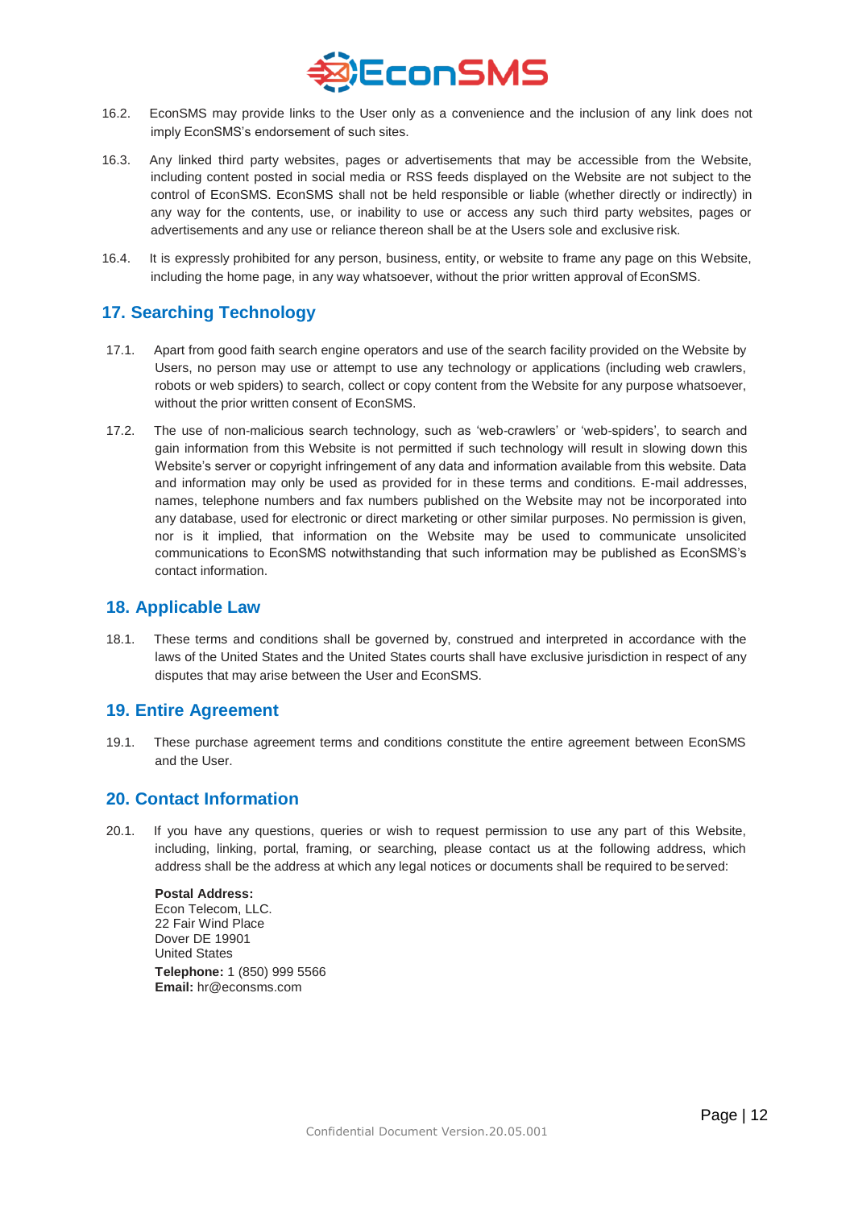16.2. EconSMS may provide links to the User only as a convenience and the inclusion of any link does not imply EconSMS's endorsement of such sites.

16.3. Any linked third party websites, pages or advertisements that may be accessible from the Website, including content posted in social media or RSS feeds displayed on the Website are not subject to the control of EconSMS. EconSMS shall not be held responsible or liable (whether directly or indirectly) in any way for the contents, use, or inability to use or access any such third party websites, pages or advertisements and any use or reliance thereon shall be at the Users sole and exclusive risk.

16.4. It is expressly prohibited for any person, business, entity, or website to frame any page on this Website, including the home page, in any way whatsoever, without the prior written approval of EconSMS.

## 17. Searching Technology

17.1. Apart from good faith search engine operators and use of the search facility provided on the Website by Users, no person may use or attempt to use any technology or applications (including web crawlers, robots or web spiders) to search, collect or copy content from the Website for any purpose whatsoever, without the prior written consent of EconSMS.

17.2. The use of non-malicious search technology, such as 'web-crawlers' or 'web-spiders', to search and gain information from this Website is not permitted if such technology will result in slowing down this Website's server or copyright infringement of any data and information available from this website. Data and information may only be used as provided for in these terms and conditions. E-mail addresses, names, telephone numbers and fax numbers published on the Website may not be incorporated into any database, used for electronic or direct marketing or other similar purposes. No permission is given, nor is it implied, that information on the Website may be used to communicate unsolicited communications to EconSMS notwithstanding that such information may be published as EconSMS's contact information.

## 18. Applicable Law

18.1. These terms and conditions shall be governed by, construed and interpreted in accordance with the laws of the United States and the United States courts shall have exclusive jurisdiction in respect of any disputes that may arise between the User and EconSMS.

## 19. Entire Agreement

19.1. These purchase agreement terms and conditions constitute the entire agreement between EconSMS and the User.

## 20. Contact Information

20.1. If you have any questions, queries or wish to request permission to use any part of this Website, including, linking, portal, framing, or searching, please contact us at the following address, which address shall be the address at which any legal notices or documents shall be required to be served:

**Postal Address:**
Econ Telecom, LLC.
22 Fair Wind Place
Dover DE 19901
United States
**Telephone:** 1 (850) 999 5566
**Email:** hr@econsms.com

Confidential Document Version.20.05.001